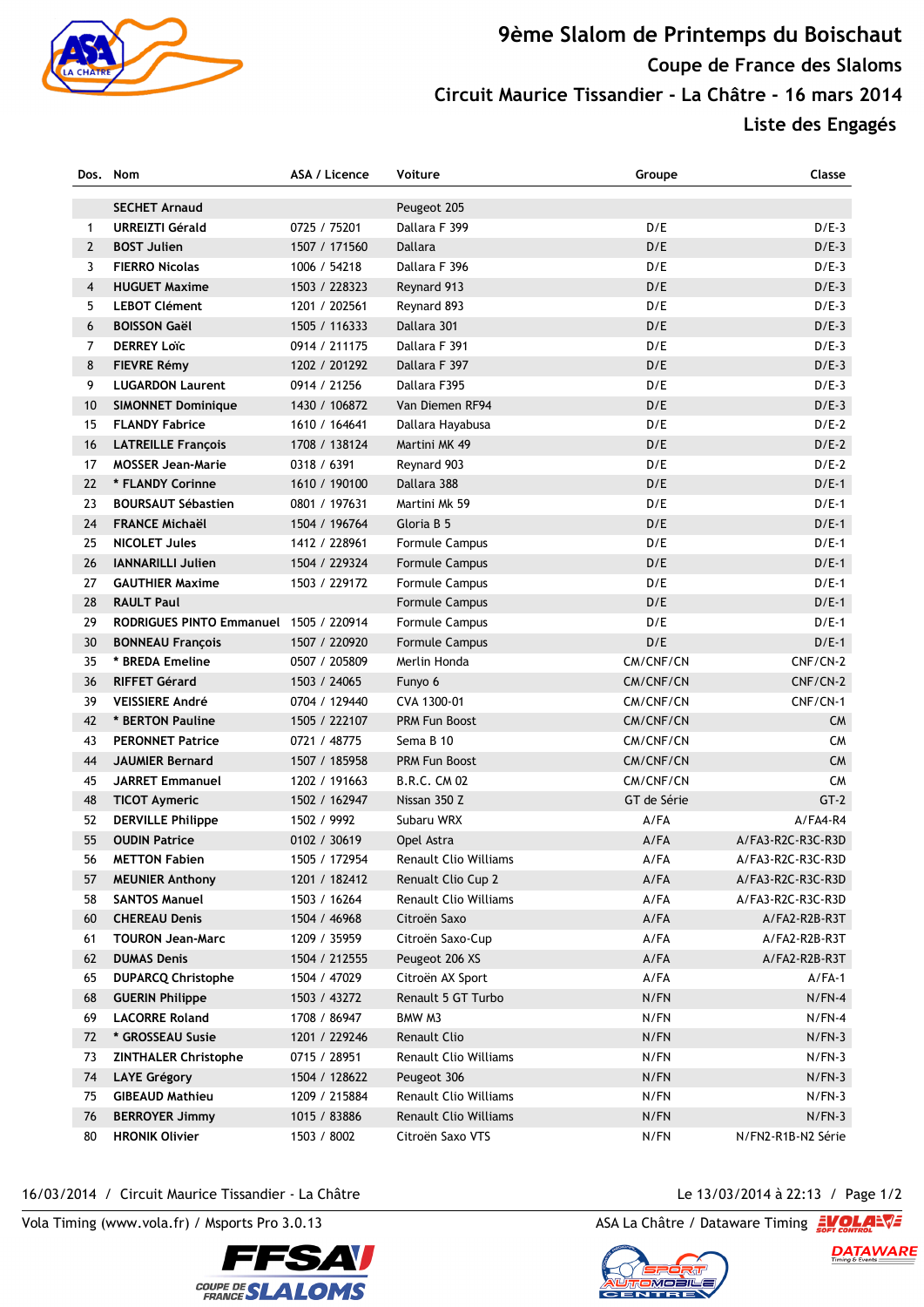# 9ème Slalom de Printemps du Boischaut

## Coupe de France des Slaloms

## Circuit Maurice Tissandier - La Châtre - 16 mars 2014

## Liste des Engagés

| Dos. | Nom | ASA / Licence | Voiture | Groupe | Classe |
|---|---|---|---|---|---|
| | SECHET Arnaud | | Peugeot 205 | | |
| 1 | URREIZTI Gérald | 0725 / 75201 | Dallara F 399 | D/E | D/E-3 |
| 2 | BOST Julien | 1507 / 171560 | Dallara | D/E | D/E-3 |
| 3 | FIERRO Nicolas | 1006 / 54218 | Dallara F 396 | D/E | D/E-3 |
| 4 | HUGUET Maxime | 1503 / 228323 | Reynard 913 | D/E | D/E-3 |
| 5 | LEBOT Clément | 1201 / 202561 | Reynard 893 | D/E | D/E-3 |
| 6 | BOISSON Gaël | 1505 / 116333 | Dallara 301 | D/E | D/E-3 |
| 7 | DERREY Loïc | 0914 / 211175 | Dallara F 391 | D/E | D/E-3 |
| 8 | FIEVRE Rémy | 1202 / 201292 | Dallara F 397 | D/E | D/E-3 |
| 9 | LUGARDON Laurent | 0914 / 21256 | Dallara F395 | D/E | D/E-3 |
| 10 | SIMONNET Dominique | 1430 / 106872 | Van Diemen RF94 | D/E | D/E-3 |
| 15 | FLANDY Fabrice | 1610 / 164641 | Dallara Hayabusa | D/E | D/E-2 |
| 16 | LATREILLE François | 1708 / 138124 | Martini MK 49 | D/E | D/E-2 |
| 17 | MOSSER Jean-Marie | 0318 / 6391 | Reynard 903 | D/E | D/E-2 |
| 22 | * FLANDY Corinne | 1610 / 190100 | Dallara 388 | D/E | D/E-1 |
| 23 | BOURSAUT Sébastien | 0801 / 197631 | Martini Mk 59 | D/E | D/E-1 |
| 24 | FRANCE Michaël | 1504 / 196764 | Gloria B 5 | D/E | D/E-1 |
| 25 | NICOLET Jules | 1412 / 228961 | Formule Campus | D/E | D/E-1 |
| 26 | IANNARILLI Julien | 1504 / 229324 | Formule Campus | D/E | D/E-1 |
| 27 | GAUTHIER Maxime | 1503 / 229172 | Formule Campus | D/E | D/E-1 |
| 28 | RAULT Paul | | Formule Campus | D/E | D/E-1 |
| 29 | RODRIGUES PINTO Emmanuel | 1505 / 220914 | Formule Campus | D/E | D/E-1 |
| 30 | BONNEAU François | 1507 / 220920 | Formule Campus | D/E | D/E-1 |
| 35 | * BREDA Emeline | 0507 / 205809 | Merlin Honda | CM/CNF/CN | CNF/CN-2 |
| 36 | RIFFET Gérard | 1503 / 24065 | Funyo 6 | CM/CNF/CN | CNF/CN-2 |
| 39 | VEISSIERE André | 0704 / 129440 | CVA 1300-01 | CM/CNF/CN | CNF/CN-1 |
| 42 | * BERTON Pauline | 1505 / 222107 | PRM Fun Boost | CM/CNF/CN | CM |
| 43 | PERONNET Patrice | 0721 / 48775 | Sema B 10 | CM/CNF/CN | CM |
| 44 | JAUMIER Bernard | 1507 / 185958 | PRM Fun Boost | CM/CNF/CN | CM |
| 45 | JARRET Emmanuel | 1202 / 191663 | B.R.C. CM 02 | CM/CNF/CN | CM |
| 48 | TICOT Aymeric | 1502 / 162947 | Nissan 350 Z | GT de Série | GT-2 |
| 52 | DERVILLE Philippe | 1502 / 9992 | Subaru WRX | A/FA | A/FA4-R4 |
| 55 | OUDIN Patrice | 0102 / 30619 | Opel Astra | A/FA | A/FA3-R2C-R3C-R3D |
| 56 | METTON Fabien | 1505 / 172954 | Renault Clio Williams | A/FA | A/FA3-R2C-R3C-R3D |
| 57 | MEUNIER Anthony | 1201 / 182412 | Renualt Clio Cup 2 | A/FA | A/FA3-R2C-R3C-R3D |
| 58 | SANTOS Manuel | 1503 / 16264 | Renault Clio Williams | A/FA | A/FA3-R2C-R3C-R3D |
| 60 | CHEREAU Denis | 1504 / 46968 | Citroën Saxo | A/FA | A/FA2-R2B-R3T |
| 61 | TOURON Jean-Marc | 1209 / 35959 | Citroën Saxo-Cup | A/FA | A/FA2-R2B-R3T |
| 62 | DUMAS Denis | 1504 / 212555 | Peugeot 206 XS | A/FA | A/FA2-R2B-R3T |
| 65 | DUPARCQ Christophe | 1504 / 47029 | Citroën AX Sport | A/FA | A/FA-1 |
| 68 | GUERIN Philippe | 1503 / 43272 | Renault 5 GT Turbo | N/FN | N/FN-4 |
| 69 | LACORRE Roland | 1708 / 86947 | BMW M3 | N/FN | N/FN-4 |
| 72 | * GROSSEAU Susie | 1201 / 229246 | Renault Clio | N/FN | N/FN-3 |
| 73 | ZINTHALER Christophe | 0715 / 28951 | Renault Clio Williams | N/FN | N/FN-3 |
| 74 | LAYE Grégory | 1504 / 128622 | Peugeot 306 | N/FN | N/FN-3 |
| 75 | GIBEAUD Mathieu | 1209 / 215884 | Renault Clio Williams | N/FN | N/FN-3 |
| 76 | BERROYER Jimmy | 1015 / 83886 | Renault Clio Williams | N/FN | N/FN-3 |
| 80 | HRONIK Olivier | 1503 / 8002 | Citroën Saxo VTS | N/FN | N/FN2-R1B-N2 Série |

16/03/2014 / Circuit Maurice Tissandier - La Châtre — Le 13/03/2014 à 22:13

Vola Timing (www.vola.fr) / Msports Pro 3.0.13 — ASA La Châtre / Dataware Timing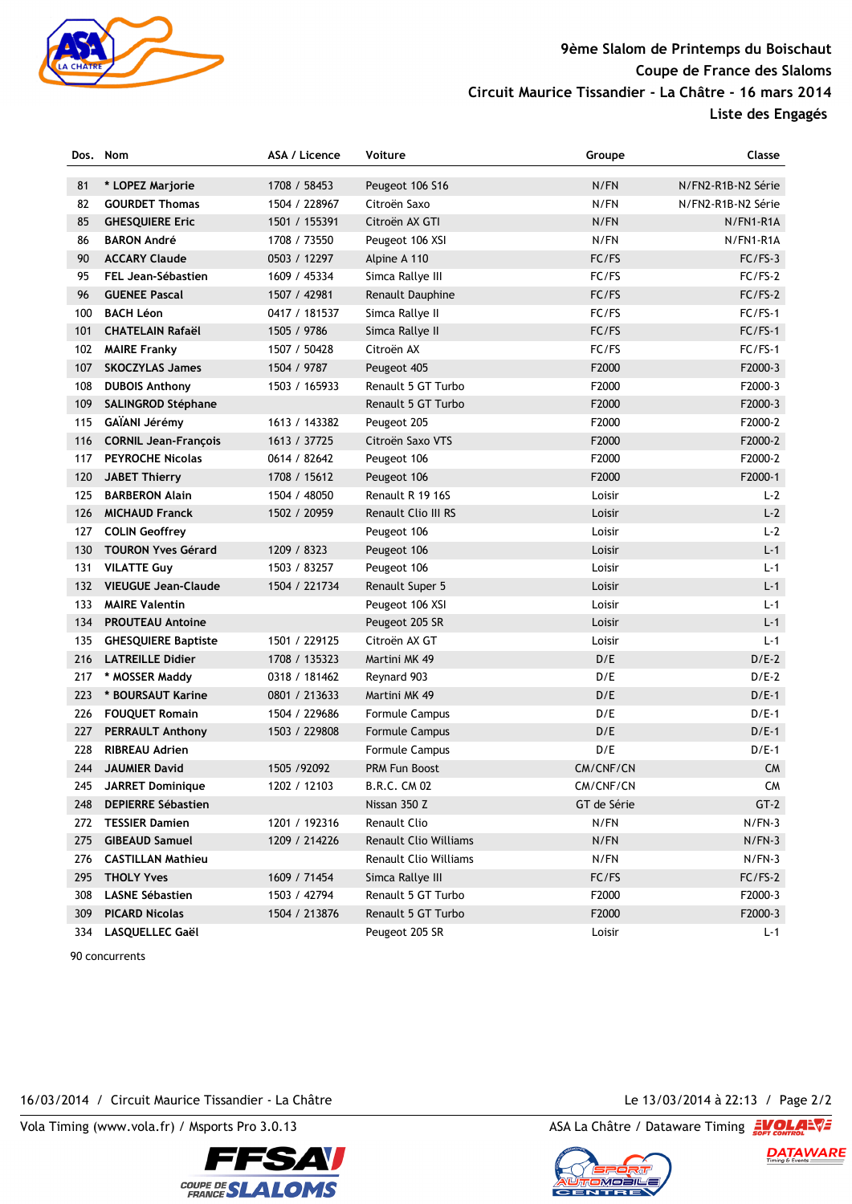# 9ème Slalom de Printemps du Boischaut

## Coupe de France des Slaloms

## Circuit Maurice Tissandier - La Châtre - 16 mars 2014

## Liste des Engagés

| Dos. | Nom | ASA / Licence | Voiture | Groupe | Classe |
|---|---|---|---|---|---|
| 81 | * LOPEZ Marjorie | 1708 / 58453 | Peugeot 106 S16 | N/FN | N/FN2-R1B-N2 Série |
| 82 | GOURDET Thomas | 1504 / 228967 | Citroën Saxo | N/FN | N/FN2-R1B-N2 Série |
| 85 | GHESQUIERE Eric | 1501 / 155391 | Citroën AX GTI | N/FN | N/FN1-R1A |
| 86 | BARON André | 1708 / 73550 | Peugeot 106 XSI | N/FN | N/FN1-R1A |
| 90 | ACCARY Claude | 0503 / 12297 | Alpine A 110 | FC/FS | FC/FS-3 |
| 95 | FEL Jean-Sébastien | 1609 / 45334 | Simca Rallye III | FC/FS | FC/FS-2 |
| 96 | GUENEE Pascal | 1507 / 42981 | Renault Dauphine | FC/FS | FC/FS-2 |
| 100 | BACH Léon | 0417 / 181537 | Simca Rallye II | FC/FS | FC/FS-1 |
| 101 | CHATELAIN Rafaël | 1505 / 9786 | Simca Rallye II | FC/FS | FC/FS-1 |
| 102 | MAIRE Franky | 1507 / 50428 | Citroën AX | FC/FS | FC/FS-1 |
| 107 | SKOCZYLAS James | 1504 / 9787 | Peugeot 405 | F2000 | F2000-3 |
| 108 | DUBOIS Anthony | 1503 / 165933 | Renault 5 GT Turbo | F2000 | F2000-3 |
| 109 | SALINGROD Stéphane | | Renault 5 GT Turbo | F2000 | F2000-3 |
| 115 | GAÏANI Jérémy | 1613 / 143382 | Peugeot 205 | F2000 | F2000-2 |
| 116 | CORNIL Jean-François | 1613 / 37725 | Citroën Saxo VTS | F2000 | F2000-2 |
| 117 | PEYROCHE Nicolas | 0614 / 82642 | Peugeot 106 | F2000 | F2000-2 |
| 120 | JABET Thierry | 1708 / 15612 | Peugeot 106 | F2000 | F2000-1 |
| 125 | BARBERON Alain | 1504 / 48050 | Renault R 19 16S | Loisir | L-2 |
| 126 | MICHAUD Franck | 1502 / 20959 | Renault Clio III RS | Loisir | L-2 |
| 127 | COLIN Geoffrey | | Peugeot 106 | Loisir | L-2 |
| 130 | TOURON Yves Gérard | 1209 / 8323 | Peugeot 106 | Loisir | L-1 |
| 131 | VILATTE Guy | 1503 / 83257 | Peugeot 106 | Loisir | L-1 |
| 132 | VIEUGUE Jean-Claude | 1504 / 221734 | Renault Super 5 | Loisir | L-1 |
| 133 | MAIRE Valentin | | Peugeot 106 XSI | Loisir | L-1 |
| 134 | PROUTEAU Antoine | | Peugeot 205 SR | Loisir | L-1 |
| 135 | GHESQUIERE Baptiste | 1501 / 229125 | Citroën AX GT | Loisir | L-1 |
| 216 | LATREILLE Didier | 1708 / 135323 | Martini MK 49 | D/E | D/E-2 |
| 217 | * MOSSER Maddy | 0318 / 181462 | Reynard 903 | D/E | D/E-2 |
| 223 | * BOURSAUT Karine | 0801 / 213633 | Martini MK 49 | D/E | D/E-1 |
| 226 | FOUQUET Romain | 1504 / 229686 | Formule Campus | D/E | D/E-1 |
| 227 | PERRAULT Anthony | 1503 / 229808 | Formule Campus | D/E | D/E-1 |
| 228 | RIBREAU Adrien | | Formule Campus | D/E | D/E-1 |
| 244 | JAUMIER David | 1505 /92092 | PRM Fun Boost | CM/CNF/CN | CM |
| 245 | JARRET Dominique | 1202 / 12103 | B.R.C. CM 02 | CM/CNF/CN | CM |
| 248 | DEPIERRE Sébastien | | Nissan 350 Z | GT de Série | GT-2 |
| 272 | TESSIER Damien | 1201 / 192316 | Renault Clio | N/FN | N/FN-3 |
| 275 | GIBEAUD Samuel | 1209 / 214226 | Renault Clio Williams | N/FN | N/FN-3 |
| 276 | CASTILLAN Mathieu | | Renault Clio Williams | N/FN | N/FN-3 |
| 295 | THOLY Yves | 1609 / 71454 | Simca Rallye III | FC/FS | FC/FS-2 |
| 308 | LASNE Sébastien | 1503 / 42794 | Renault 5 GT Turbo | F2000 | F2000-3 |
| 309 | PICARD Nicolas | 1504 / 213876 | Renault 5 GT Turbo | F2000 | F2000-3 |
| 334 | LASQUELLEC Gaël | | Peugeot 205 SR | Loisir | L-1 |

90 concurrents

16/03/2014 / Circuit Maurice Tissandier - La Châtre

Le 13/03/2014 à 22:13

Vola Timing (www.vola.fr) / Msports Pro 3.0.13

ASA La Châtre / Dataware Timing